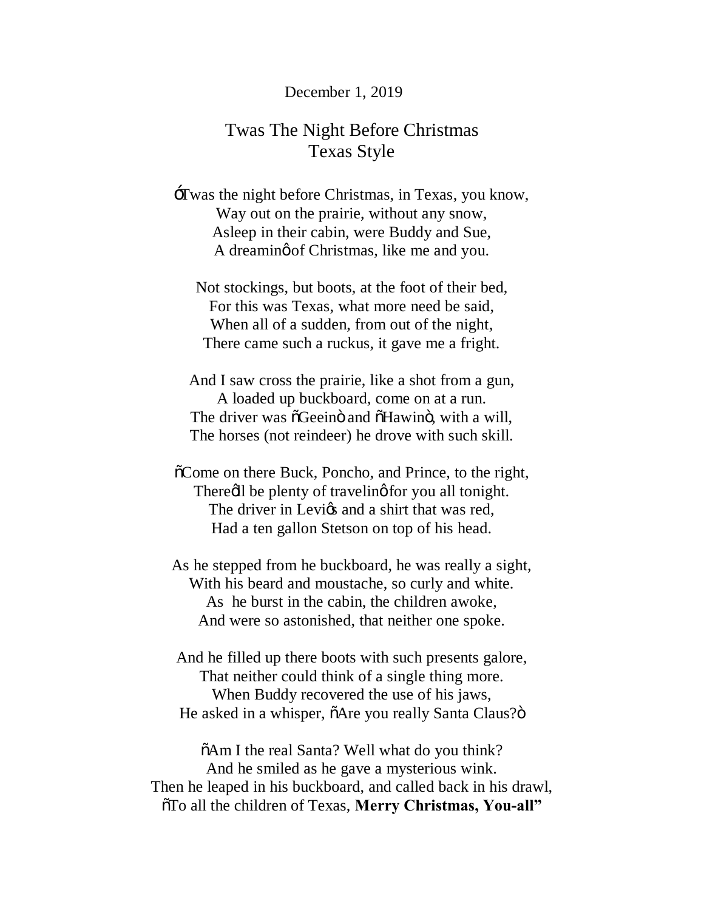December 1, 2019

# Twas The Night Before Christmas
## Texas Style

'Twas the night before Christmas, in Texas, you know,
Way out on the prairie, without any snow,
Asleep in their cabin, were Buddy and Sue,
A dreamin' of Christmas, like me and you.

Not stockings, but boots, at the foot of their bed,
For this was Texas, what more need be said,
When all of a sudden, from out of the night,
There came such a ruckus, it gave me a fright.

And I saw cross the prairie, like a shot from a gun,
A loaded up buckboard, come on at a run.
The driver was "Geein" and "Hawin", with a will,
The horses (not reindeer) he drove with such skill.

"Come on there Buck, Poncho, and Prince, to the right,
There'll be plenty of travelin' for you all tonight.
The driver in Levi's and a shirt that was red,
Had a ten gallon Stetson on top of his head.

As he stepped from he buckboard, he was really a sight,
With his beard and moustache, so curly and white.
As he burst in the cabin, the children awoke,
And were so astonished, that neither one spoke.

And he filled up there boots with such presents galore,
That neither could think of a single thing more.
When Buddy recovered the use of his jaws,
He asked in a whisper, "Are you really Santa Claus?"

"Am I the real Santa? Well what do you think?
And he smiled as he gave a mysterious wink.
Then he leaped in his buckboard, and called back in his drawl,
"To all the children of Texas, **Merry Christmas, You-all"**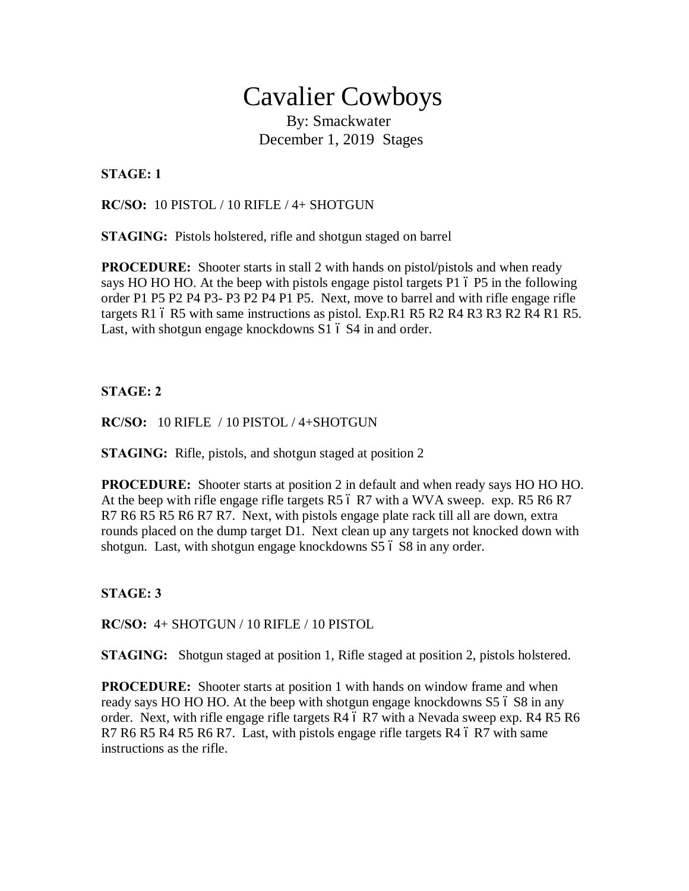# Cavalier Cowboys

By: Smackwater
December 1, 2019 Stages

**STAGE: 1**

**RC/SO:** 10 PISTOL / 10 RIFLE / 4+ SHOTGUN

**STAGING:** Pistols holstered, rifle and shotgun staged on barrel

**PROCEDURE:** Shooter starts in stall 2 with hands on pistol/pistols and when ready says HO HO HO. At the beep with pistols engage pistol targets P1 ó P5 in the following order P1 P5 P2 P4 P3- P3 P2 P4 P1 P5. Next, move to barrel and with rifle engage rifle targets R1 ó R5 with same instructions as pistol. Exp.R1 R5 R2 R4 R3 R3 R2 R4 R1 R5. Last, with shotgun engage knockdowns S1 ó S4 in and order.

**STAGE: 2**

**RC/SO:** 10 RIFLE / 10 PISTOL / 4+SHOTGUN

**STAGING:** Rifle, pistols, and shotgun staged at position 2

**PROCEDURE:** Shooter starts at position 2 in default and when ready says HO HO HO. At the beep with rifle engage rifle targets R5 ó R7 with a WVA sweep. exp. R5 R6 R7 R7 R6 R5 R5 R6 R7 R7. Next, with pistols engage plate rack till all are down, extra rounds placed on the dump target D1. Next clean up any targets not knocked down with shotgun. Last, with shotgun engage knockdowns S5 ó S8 in any order.

**STAGE: 3**

**RC/SO:** 4+ SHOTGUN / 10 RIFLE / 10 PISTOL

**STAGING:** Shotgun staged at position 1, Rifle staged at position 2, pistols holstered.

**PROCEDURE:** Shooter starts at position 1 with hands on window frame and when ready says HO HO HO. At the beep with shotgun engage knockdowns S5 ó S8 in any order. Next, with rifle engage rifle targets R4 ó R7 with a Nevada sweep exp. R4 R5 R6 R7 R6 R5 R4 R5 R6 R7. Last, with pistols engage rifle targets R4 ó R7 with same instructions as the rifle.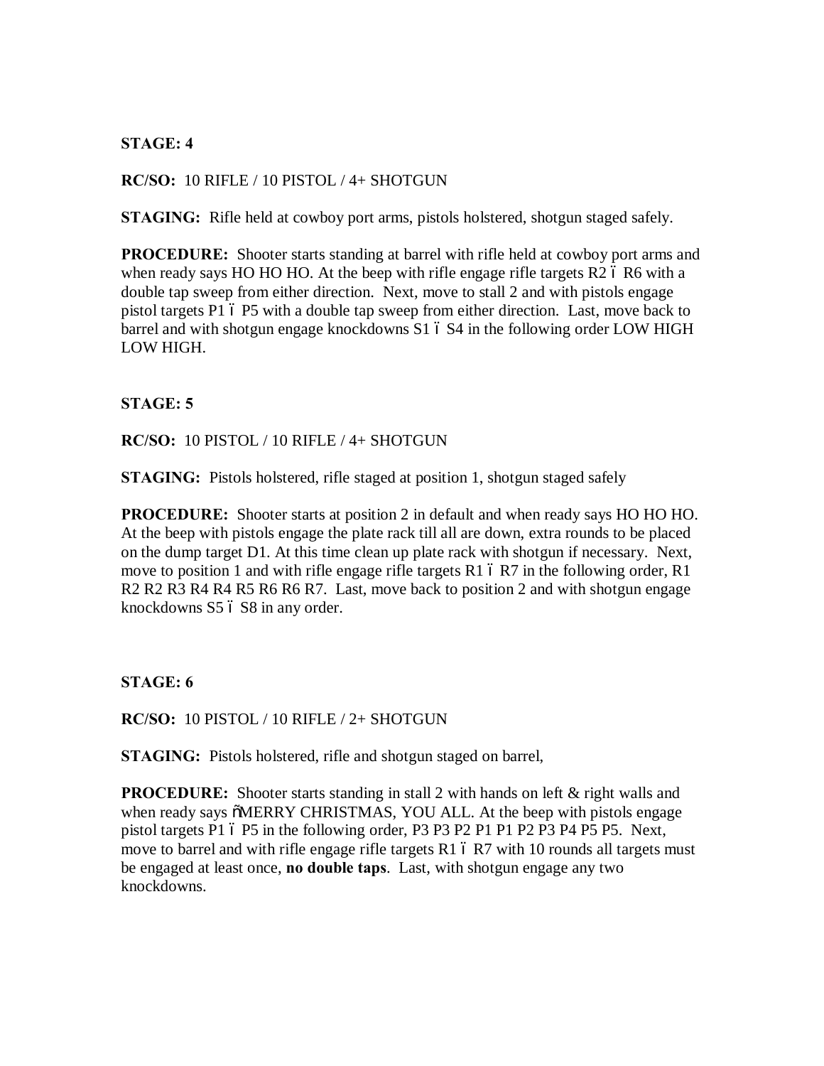**STAGE: 4**

**RC/SO:** 10 RIFLE / 10 PISTOL / 4+ SHOTGUN

**STAGING:** Rifle held at cowboy port arms, pistols holstered, shotgun staged safely.

**PROCEDURE:** Shooter starts standing at barrel with rifle held at cowboy port arms and when ready says HO HO HO. At the beep with rifle engage rifle targets R2 ó R6 with a double tap sweep from either direction. Next, move to stall 2 and with pistols engage pistol targets P1 ó P5 with a double tap sweep from either direction. Last, move back to barrel and with shotgun engage knockdowns S1 ó S4 in the following order LOW HIGH LOW HIGH.

**STAGE: 5**

**RC/SO:** 10 PISTOL / 10 RIFLE / 4+ SHOTGUN

**STAGING:** Pistols holstered, rifle staged at position 1, shotgun staged safely

**PROCEDURE:** Shooter starts at position 2 in default and when ready says HO HO HO. At the beep with pistols engage the plate rack till all are down, extra rounds to be placed on the dump target D1. At this time clean up plate rack with shotgun if necessary. Next, move to position 1 and with rifle engage rifle targets R1 ó R7 in the following order, R1 R2 R2 R3 R4 R4 R5 R6 R6 R7. Last, move back to position 2 and with shotgun engage knockdowns S5 ó S8 in any order.

**STAGE: 6**

**RC/SO:** 10 PISTOL / 10 RIFLE / 2+ SHOTGUN

**STAGING:** Pistols holstered, rifle and shotgun staged on barrel,

**PROCEDURE:** Shooter starts standing in stall 2 with hands on left & right walls and when ready says õMERRY CHRISTMAS, YOU ALL. At the beep with pistols engage pistol targets P1 ó P5 in the following order, P3 P3 P2 P1 P1 P2 P3 P4 P5 P5. Next, move to barrel and with rifle engage rifle targets R1 ó R7 with 10 rounds all targets must be engaged at least once, **no double taps**. Last, with shotgun engage any two knockdowns.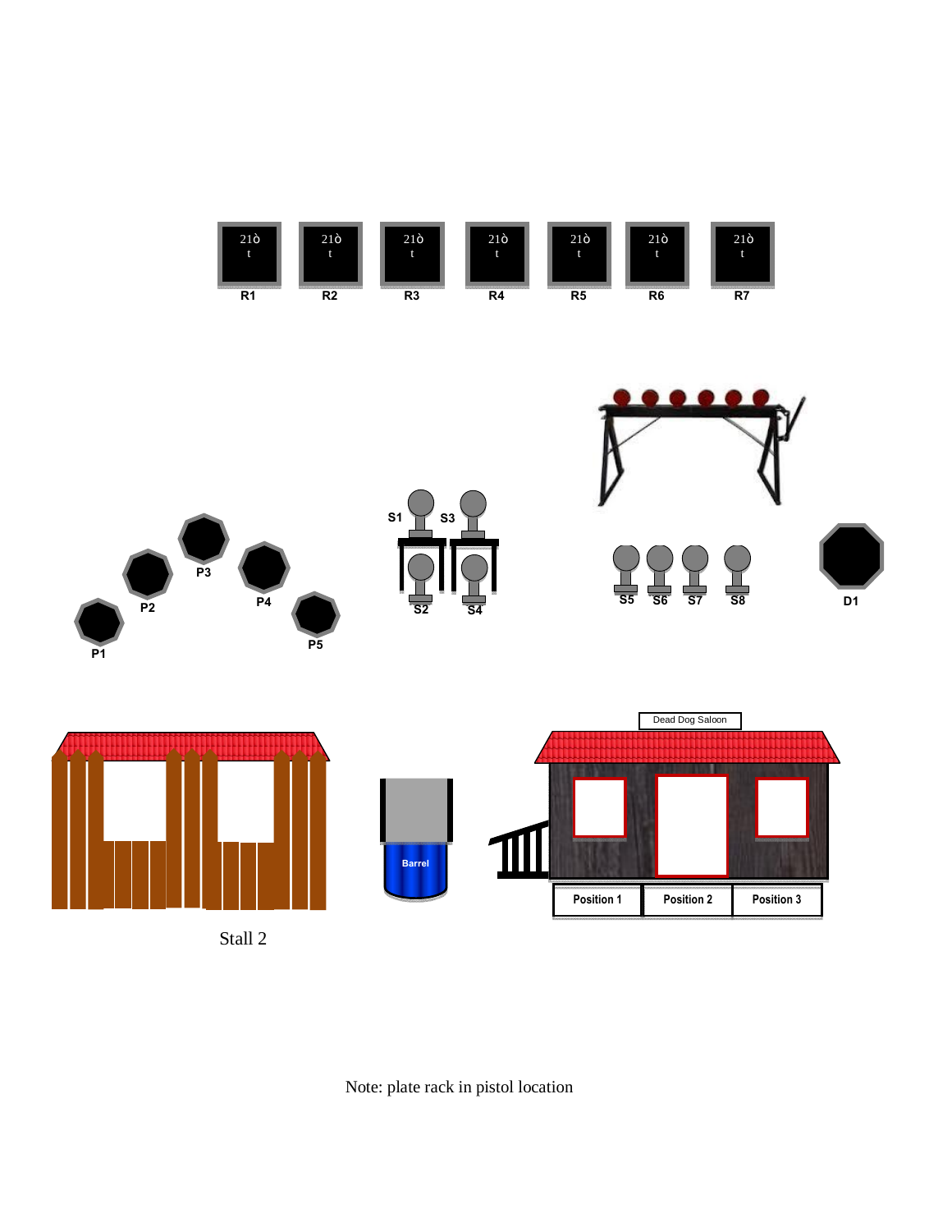R1 R2 R3 R4 R5 R6 R7

S1 S3

S2 S4

S5 S6 S7 S8

D1

P1 P2 P3 P4 P5

Dead Dog Saloon

Barrel

Position 1 Position 2 Position 3

Stall 2

Note: plate rack in pistol location